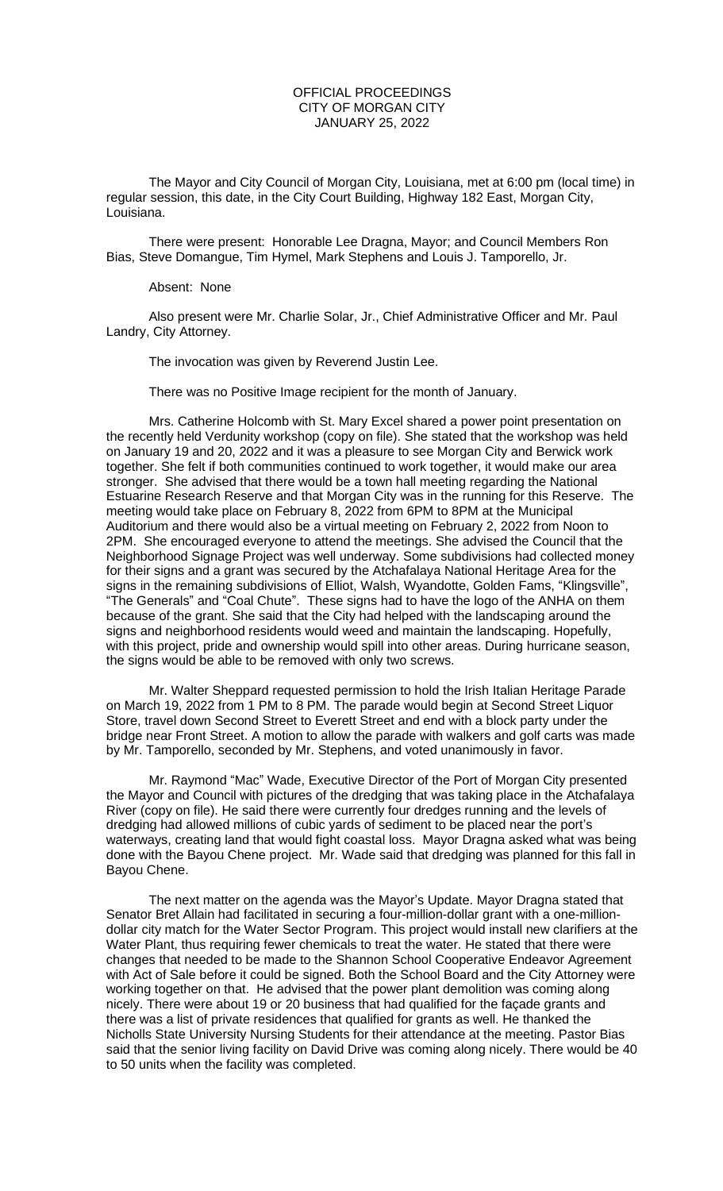OFFICIAL PROCEEDINGS
CITY OF MORGAN CITY
JANUARY 25, 2022

The Mayor and City Council of Morgan City, Louisiana, met at 6:00 pm (local time) in regular session, this date, in the City Court Building, Highway 182 East, Morgan City, Louisiana.

There were present: Honorable Lee Dragna, Mayor; and Council Members Ron Bias, Steve Domangue, Tim Hymel, Mark Stephens and Louis J. Tamporello, Jr.

Absent: None

Also present were Mr. Charlie Solar, Jr., Chief Administrative Officer and Mr. Paul Landry, City Attorney.

The invocation was given by Reverend Justin Lee.

There was no Positive Image recipient for the month of January.

Mrs. Catherine Holcomb with St. Mary Excel shared a power point presentation on the recently held Verdunity workshop (copy on file). She stated that the workshop was held on January 19 and 20, 2022 and it was a pleasure to see Morgan City and Berwick work together. She felt if both communities continued to work together, it would make our area stronger. She advised that there would be a town hall meeting regarding the National Estuarine Research Reserve and that Morgan City was in the running for this Reserve. The meeting would take place on February 8, 2022 from 6PM to 8PM at the Municipal Auditorium and there would also be a virtual meeting on February 2, 2022 from Noon to 2PM. She encouraged everyone to attend the meetings. She advised the Council that the Neighborhood Signage Project was well underway. Some subdivisions had collected money for their signs and a grant was secured by the Atchafalaya National Heritage Area for the signs in the remaining subdivisions of Elliot, Walsh, Wyandotte, Golden Fams, "Klingsville", "The Generals" and "Coal Chute". These signs had to have the logo of the ANHA on them because of the grant. She said that the City had helped with the landscaping around the signs and neighborhood residents would weed and maintain the landscaping. Hopefully, with this project, pride and ownership would spill into other areas. During hurricane season, the signs would be able to be removed with only two screws.

Mr. Walter Sheppard requested permission to hold the Irish Italian Heritage Parade on March 19, 2022 from 1 PM to 8 PM. The parade would begin at Second Street Liquor Store, travel down Second Street to Everett Street and end with a block party under the bridge near Front Street. A motion to allow the parade with walkers and golf carts was made by Mr. Tamporello, seconded by Mr. Stephens, and voted unanimously in favor.

Mr. Raymond "Mac" Wade, Executive Director of the Port of Morgan City presented the Mayor and Council with pictures of the dredging that was taking place in the Atchafalaya River (copy on file). He said there were currently four dredges running and the levels of dredging had allowed millions of cubic yards of sediment to be placed near the port's waterways, creating land that would fight coastal loss. Mayor Dragna asked what was being done with the Bayou Chene project. Mr. Wade said that dredging was planned for this fall in Bayou Chene.

The next matter on the agenda was the Mayor's Update. Mayor Dragna stated that Senator Bret Allain had facilitated in securing a four-million-dollar grant with a one-million-dollar city match for the Water Sector Program. This project would install new clarifiers at the Water Plant, thus requiring fewer chemicals to treat the water. He stated that there were changes that needed to be made to the Shannon School Cooperative Endeavor Agreement with Act of Sale before it could be signed. Both the School Board and the City Attorney were working together on that. He advised that the power plant demolition was coming along nicely. There were about 19 or 20 business that had qualified for the façade grants and there was a list of private residences that qualified for grants as well. He thanked the Nicholls State University Nursing Students for their attendance at the meeting. Pastor Bias said that the senior living facility on David Drive was coming along nicely. There would be 40 to 50 units when the facility was completed.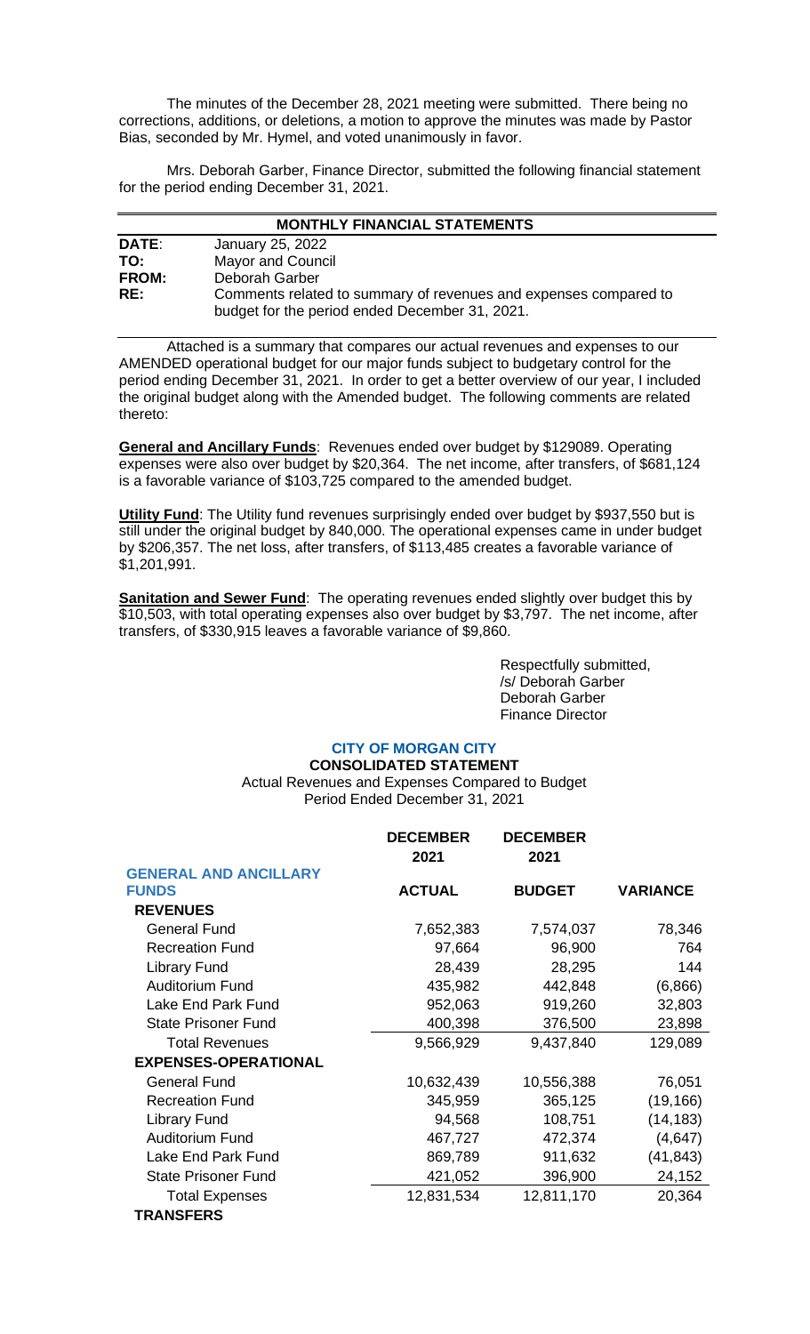The minutes of the December 28, 2021 meeting were submitted. There being no corrections, additions, or deletions, a motion to approve the minutes was made by Pastor Bias, seconded by Mr. Hymel, and voted unanimously in favor.

Mrs. Deborah Garber, Finance Director, submitted the following financial statement for the period ending December 31, 2021.

**MONTHLY FINANCIAL STATEMENTS**

| | |
|---|---|
| **DATE**: | January 25, 2022 |
| **TO:** | Mayor and Council |
| **FROM:** | Deborah Garber |
| **RE:** | Comments related to summary of revenues and expenses compared to budget for the period ended December 31, 2021. |

Attached is a summary that compares our actual revenues and expenses to our AMENDED operational budget for our major funds subject to budgetary control for the period ending December 31, 2021. In order to get a better overview of our year, I included the original budget along with the Amended budget. The following comments are related thereto:

**General and Ancillary Funds**: Revenues ended over budget by $129089. Operating expenses were also over budget by $20,364. The net income, after transfers, of $681,124 is a favorable variance of $103,725 compared to the amended budget.

**Utility Fund**: The Utility fund revenues surprisingly ended over budget by $937,550 but is still under the original budget by 840,000. The operational expenses came in under budget by $206,357. The net loss, after transfers, of $113,485 creates a favorable variance of $1,201,991.

**Sanitation and Sewer Fund**: The operating revenues ended slightly over budget this by $10,503, with total operating expenses also over budget by $3,797. The net income, after transfers, of $330,915 leaves a favorable variance of $9,860.

Respectfully submitted,
/s/ Deborah Garber
Deborah Garber
Finance Director

**CITY OF MORGAN CITY**
**CONSOLIDATED STATEMENT**
Actual Revenues and Expenses Compared to Budget
Period Ended December 31, 2021

| | **DECEMBER 2021** | **DECEMBER 2021** | |
|---|---|---|---|
| **GENERAL AND ANCILLARY FUNDS** | **ACTUAL** | **BUDGET** | **VARIANCE** |
| **REVENUES** | | | |
| General Fund | 7,652,383 | 7,574,037 | 78,346 |
| Recreation Fund | 97,664 | 96,900 | 764 |
| Library Fund | 28,439 | 28,295 | 144 |
| Auditorium Fund | 435,982 | 442,848 | (6,866) |
| Lake End Park Fund | 952,063 | 919,260 | 32,803 |
| State Prisoner Fund | 400,398 | 376,500 | 23,898 |
| Total Revenues | 9,566,929 | 9,437,840 | 129,089 |
| **EXPENSES-OPERATIONAL** | | | |
| General Fund | 10,632,439 | 10,556,388 | 76,051 |
| Recreation Fund | 345,959 | 365,125 | (19,166) |
| Library Fund | 94,568 | 108,751 | (14,183) |
| Auditorium Fund | 467,727 | 472,374 | (4,647) |
| Lake End Park Fund | 869,789 | 911,632 | (41,843) |
| State Prisoner Fund | 421,052 | 396,900 | 24,152 |
| Total Expenses | 12,831,534 | 12,811,170 | 20,364 |
| **TRANSFERS** | | | |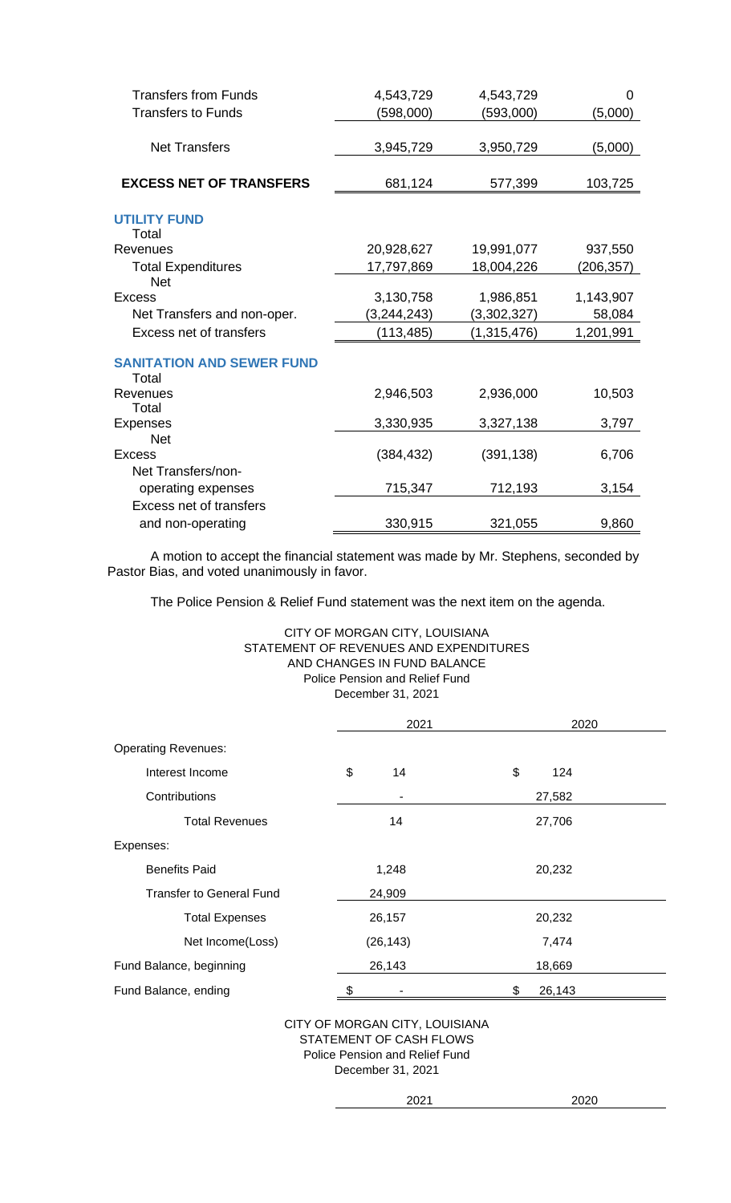| | | | |
|---|---|---|---|
| Transfers from Funds | 4,543,729 | 4,543,729 | 0 |
| Transfers to Funds | (598,000) | (593,000) | (5,000) |
| Net Transfers | 3,945,729 | 3,950,729 | (5,000) |
| **EXCESS NET OF TRANSFERS** | 681,124 | 577,399 | 103,725 |
| **UTILITY FUND** | | | |
| Total Revenues | 20,928,627 | 19,991,077 | 937,550 |
| Total Expenditures | 17,797,869 | 18,004,226 | (206,357) |
| Net Excess | 3,130,758 | 1,986,851 | 1,143,907 |
| Net Transfers and non-oper. | (3,244,243) | (3,302,327) | 58,084 |
| Excess net of transfers | (113,485) | (1,315,476) | 1,201,991 |
| **SANITATION AND SEWER FUND** | | | |
| Total Revenues | 2,946,503 | 2,936,000 | 10,503 |
| Total Expenses | 3,330,935 | 3,327,138 | 3,797 |
| Net Excess | (384,432) | (391,138) | 6,706 |
| Net Transfers/non-operating expenses | 715,347 | 712,193 | 3,154 |
| Excess net of transfers and non-operating | 330,915 | 321,055 | 9,860 |

A motion to accept the financial statement was made by Mr. Stephens, seconded by Pastor Bias, and voted unanimously in favor.

The Police Pension & Relief Fund statement was the next item on the agenda.

CITY OF MORGAN CITY, LOUISIANA
STATEMENT OF REVENUES AND EXPENDITURES
AND CHANGES IN FUND BALANCE
Police Pension and Relief Fund
December 31, 2021

| | 2021 | 2020 |
|---|---|---|
| Operating Revenues: | | |
| Interest Income | $ 14 | $ 124 |
| Contributions | - | 27,582 |
| Total Revenues | 14 | 27,706 |
| Expenses: | | |
| Benefits Paid | 1,248 | 20,232 |
| Transfer to General Fund | 24,909 | |
| Total Expenses | 26,157 | 20,232 |
| Net Income(Loss) | (26,143) | 7,474 |
| Fund Balance, beginning | 26,143 | 18,669 |
| Fund Balance, ending | $ - | $ 26,143 |

CITY OF MORGAN CITY, LOUISIANA
STATEMENT OF CASH FLOWS
Police Pension and Relief Fund
December 31, 2021

| | 2021 | 2020 |
|---|---|---|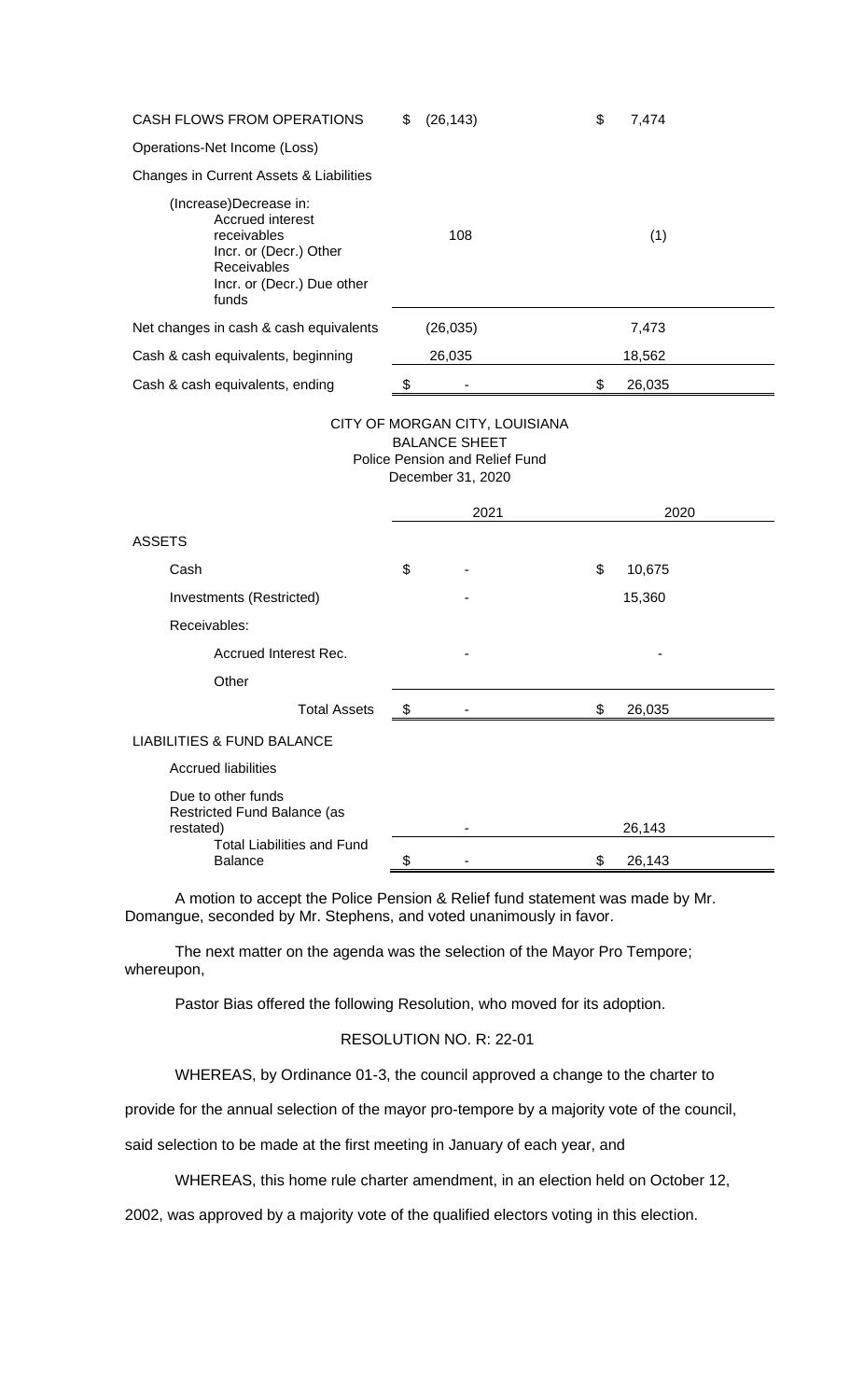| | | |
|---|---|---|
| CASH FLOWS FROM OPERATIONS | $ (26,143) | $ 7,474 |
| Operations-Net Income (Loss) | | |
| Changes in Current Assets & Liabilities | | |
| (Increase)Decrease in: Accrued interest receivables Incr. or (Decr.) Other Receivables Incr. or (Decr.) Due other funds | 108 | (1) |
| Net changes in cash & cash equivalents | (26,035) | 7,473 |
| Cash & cash equivalents, beginning | 26,035 | 18,562 |
| Cash & cash equivalents, ending | $ - | $ 26,035 |

CITY OF MORGAN CITY, LOUISIANA
BALANCE SHEET
Police Pension and Relief Fund
December 31, 2020

| | 2021 | 2020 |
|---|---|---|
| ASSETS | | |
| Cash | $ - | $ 10,675 |
| Investments (Restricted) | - | 15,360 |
| Receivables: | | |
| Accrued Interest Rec. | - | - |
| Other | | |
| Total Assets | $ - | $ 26,035 |
| LIABILITIES & FUND BALANCE | | |
| Accrued liabilities | | |
| Due to other funds | | |
| Restricted Fund Balance (as restated) | - | 26,143 |
| Total Liabilities and Fund Balance | $ - | $ 26,143 |

A motion to accept the Police Pension & Relief fund statement was made by Mr. Domangue, seconded by Mr. Stephens, and voted unanimously in favor.

The next matter on the agenda was the selection of the Mayor Pro Tempore; whereupon,

Pastor Bias offered the following Resolution, who moved for its adoption.

RESOLUTION NO. R: 22-01

WHEREAS, by Ordinance 01-3, the council approved a change to the charter to provide for the annual selection of the mayor pro-tempore by a majority vote of the council, said selection to be made at the first meeting in January of each year, and

WHEREAS, this home rule charter amendment, in an election held on October 12, 2002, was approved by a majority vote of the qualified electors voting in this election.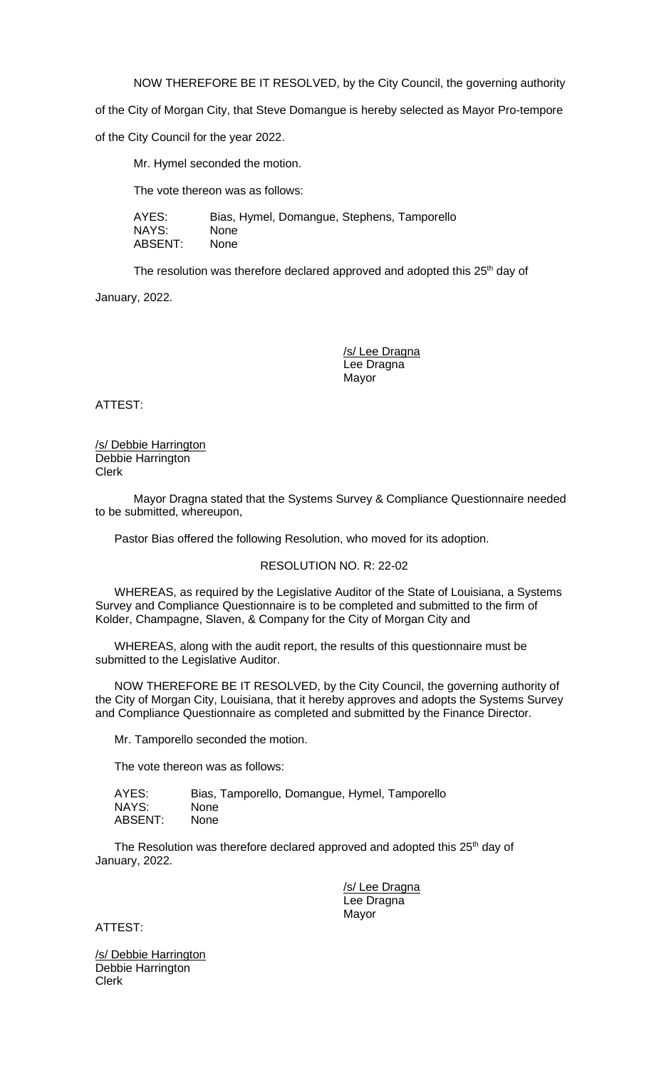NOW THEREFORE BE IT RESOLVED, by the City Council, the governing authority of the City of Morgan City, that Steve Domangue is hereby selected as Mayor Pro-tempore of the City Council for the year 2022.

Mr. Hymel seconded the motion.

The vote thereon was as follows:

AYES: Bias, Hymel, Domangue, Stephens, Tamporello
NAYS: None
ABSENT: None

The resolution was therefore declared approved and adopted this 25th day of January, 2022.

/s/ Lee Dragna
Lee Dragna
Mayor

ATTEST:

/s/ Debbie Harrington
Debbie Harrington
Clerk

Mayor Dragna stated that the Systems Survey & Compliance Questionnaire needed to be submitted, whereupon,

Pastor Bias offered the following Resolution, who moved for its adoption.

RESOLUTION NO. R: 22-02

WHEREAS, as required by the Legislative Auditor of the State of Louisiana, a Systems Survey and Compliance Questionnaire is to be completed and submitted to the firm of Kolder, Champagne, Slaven, & Company for the City of Morgan City and

WHEREAS, along with the audit report, the results of this questionnaire must be submitted to the Legislative Auditor.

NOW THEREFORE BE IT RESOLVED, by the City Council, the governing authority of the City of Morgan City, Louisiana, that it hereby approves and adopts the Systems Survey and Compliance Questionnaire as completed and submitted by the Finance Director.

Mr. Tamporello seconded the motion.

The vote thereon was as follows:

AYES: Bias, Tamporello, Domangue, Hymel, Tamporello
NAYS: None
ABSENT: None

The Resolution was therefore declared approved and adopted this 25th day of January, 2022.

/s/ Lee Dragna
Lee Dragna
Mayor

ATTEST:

/s/ Debbie Harrington
Debbie Harrington
Clerk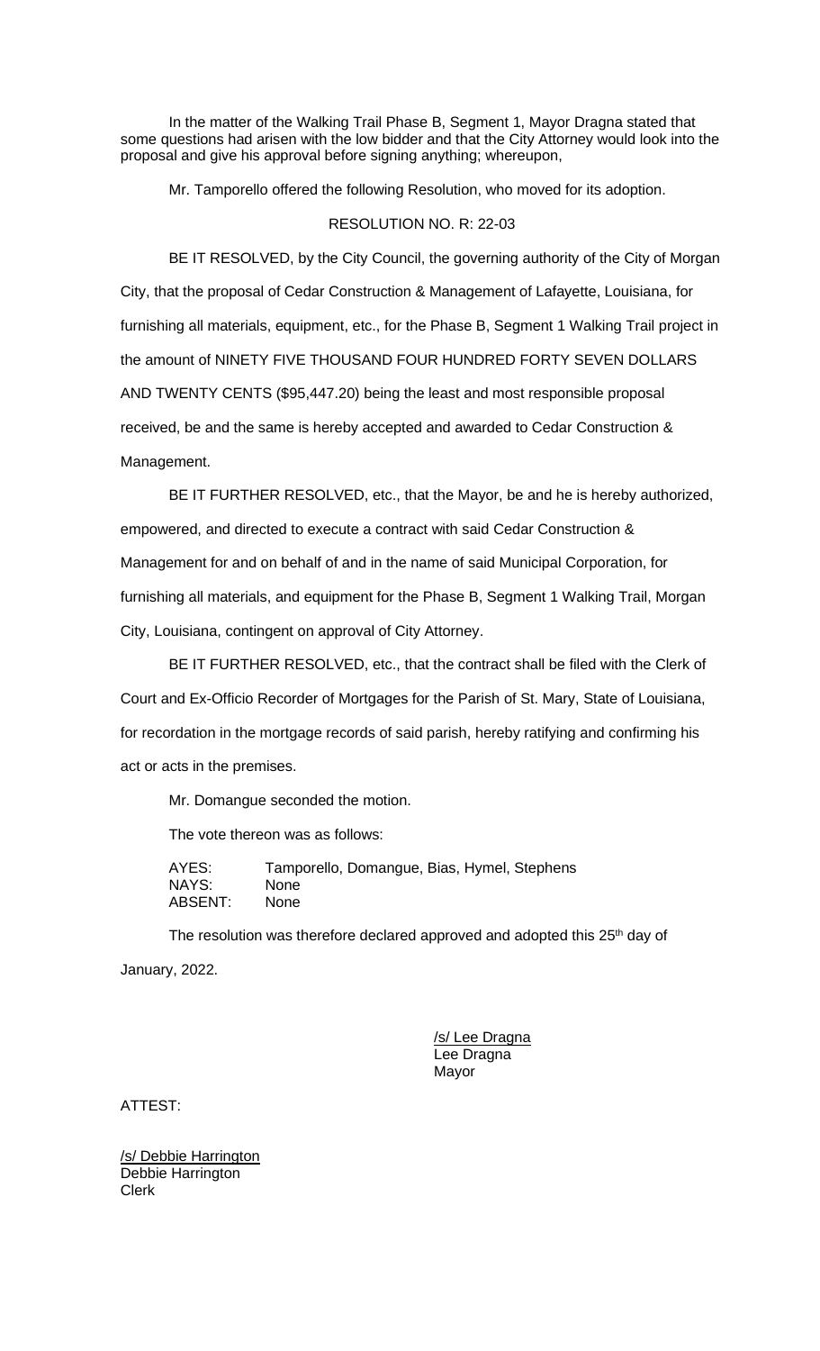In the matter of the Walking Trail Phase B, Segment 1, Mayor Dragna stated that some questions had arisen with the low bidder and that the City Attorney would look into the proposal and give his approval before signing anything; whereupon,

Mr. Tamporello offered the following Resolution, who moved for its adoption.

RESOLUTION NO. R: 22-03

BE IT RESOLVED, by the City Council, the governing authority of the City of Morgan City, that the proposal of Cedar Construction & Management of Lafayette, Louisiana, for furnishing all materials, equipment, etc., for the Phase B, Segment 1 Walking Trail project in the amount of NINETY FIVE THOUSAND FOUR HUNDRED FORTY SEVEN DOLLARS AND TWENTY CENTS ($95,447.20) being the least and most responsible proposal received, be and the same is hereby accepted and awarded to Cedar Construction & Management.

BE IT FURTHER RESOLVED, etc., that the Mayor, be and he is hereby authorized, empowered, and directed to execute a contract with said Cedar Construction & Management for and on behalf of and in the name of said Municipal Corporation, for furnishing all materials, and equipment for the Phase B, Segment 1 Walking Trail, Morgan City, Louisiana, contingent on approval of City Attorney.

BE IT FURTHER RESOLVED, etc., that the contract shall be filed with the Clerk of Court and Ex-Officio Recorder of Mortgages for the Parish of St. Mary, State of Louisiana, for recordation in the mortgage records of said parish, hereby ratifying and confirming his act or acts in the premises.

Mr. Domangue seconded the motion.

The vote thereon was as follows:

AYES: Tamporello, Domangue, Bias, Hymel, Stephens
NAYS: None
ABSENT: None

The resolution was therefore declared approved and adopted this 25th day of January, 2022.

/s/ Lee Dragna
Lee Dragna
Mayor

ATTEST:

/s/ Debbie Harrington
Debbie Harrington
Clerk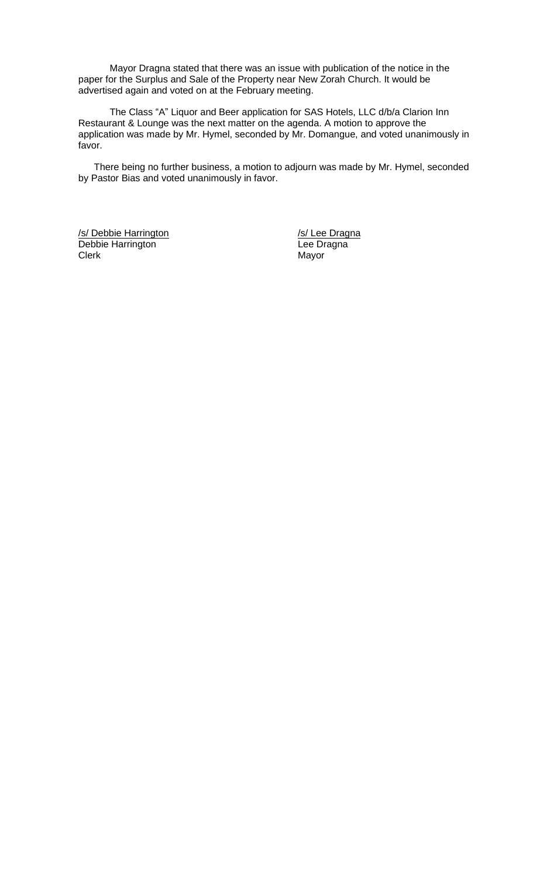Mayor Dragna stated that there was an issue with publication of the notice in the paper for the Surplus and Sale of the Property near New Zorah Church. It would be advertised again and voted on at the February meeting.

The Class "A" Liquor and Beer application for SAS Hotels, LLC d/b/a Clarion Inn Restaurant & Lounge was the next matter on the agenda. A motion to approve the application was made by Mr. Hymel, seconded by Mr. Domangue, and voted unanimously in favor.

There being no further business, a motion to adjourn was made by Mr. Hymel, seconded by Pastor Bias and voted unanimously in favor.

/s/ Debbie Harrington
Debbie Harrington
Clerk

/s/ Lee Dragna
Lee Dragna
Mayor